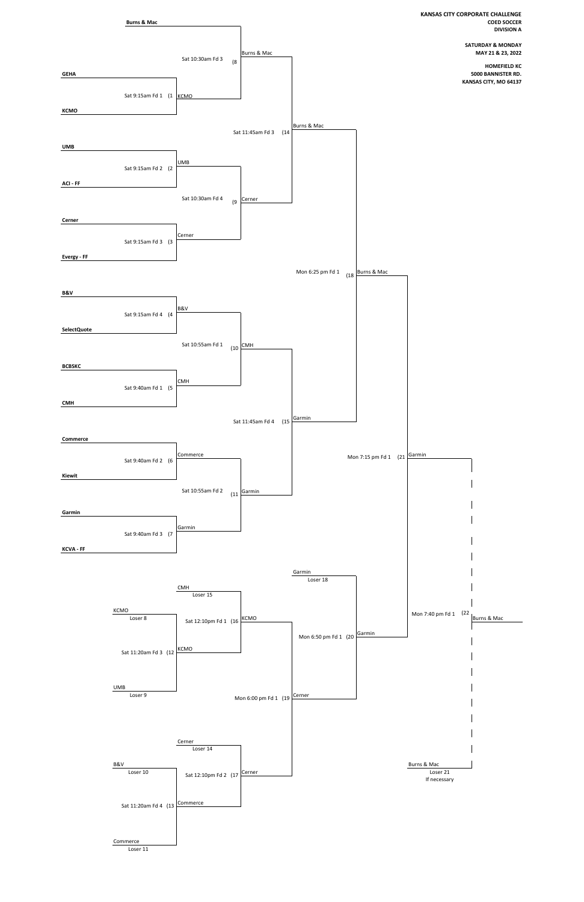**KANSAS CITY CORPORATE CHALLENGE**
**COED SOCCER**
**DIVISION A**

**SATURDAY & MONDAY**
**MAY 21 & 23, 2022**

**HOMEFIELD KC**
**5000 BANNISTER RD.**
**KANSAS CITY, MO 64137**

## Winners Bracket

| Game | Time / Field | Teams | Winner |
|---|---|---|---|
| (1 | Sat 9:15am Fd 1 | GEHA vs KCMO | KCMO |
| (2 | Sat 9:15am Fd 2 | UMB vs ACI - FF | UMB |
| (3 | Sat 9:15am Fd 3 | Cerner vs Evergy - FF | Cerner |
| (4 | Sat 9:15am Fd 4 | B&V vs SelectQuote | B&V |
| (5 | Sat 9:40am Fd 1 | BCBSKC vs CMH | CMH |
| (6 | Sat 9:40am Fd 2 | Commerce vs Kiewit | Commerce |
| (7 | Sat 9:40am Fd 3 | Garmin vs KCVA - FF | Garmin |
| (8 | Sat 10:30am Fd 3 | Burns & Mac vs KCMO | Burns & Mac |
| (9 | Sat 10:30am Fd 4 | UMB vs Cerner | Cerner |
| (10 | Sat 10:55am Fd 1 | B&V vs CMH | CMH |
| (11 | Sat 10:55am Fd 2 | Commerce vs Garmin | Garmin |
| (14 | Sat 11:45am Fd 3 | Burns & Mac vs Cerner | Burns & Mac |
| (15 | Sat 11:45am Fd 4 | CMH vs Garmin | Garmin |
| (18 | Mon 6:25 pm Fd 1 | Burns & Mac vs Garmin | Burns & Mac |
| (21 | Mon 7:15 pm Fd 1 | Burns & Mac vs Garmin | Garmin |
| (22 | Mon 7:40 pm Fd 1 | Garmin vs Burns & Mac (Loser 21, If necessary) | Burns & Mac |

## Consolation Bracket

| Game | Time / Field | Teams | Winner |
|---|---|---|---|
| (12 | Sat 11:20am Fd 3 | KCMO (Loser 8) vs UMB (Loser 9) | KCMO |
| (13 | Sat 11:20am Fd 4 | B&V (Loser 10) vs Commerce (Loser 11) | Commerce |
| (16 | Sat 12:10pm Fd 1 | CMH (Loser 15) vs KCMO | KCMO |
| (17 | Sat 12:10pm Fd 2 | Cerner (Loser 14) vs Commerce | Cerner |
| (19 | Mon 6:00 pm Fd 1 | KCMO vs Cerner | Cerner |
| (20 | Mon 6:50 pm Fd 1 | Garmin (Loser 18) vs Cerner | Garmin |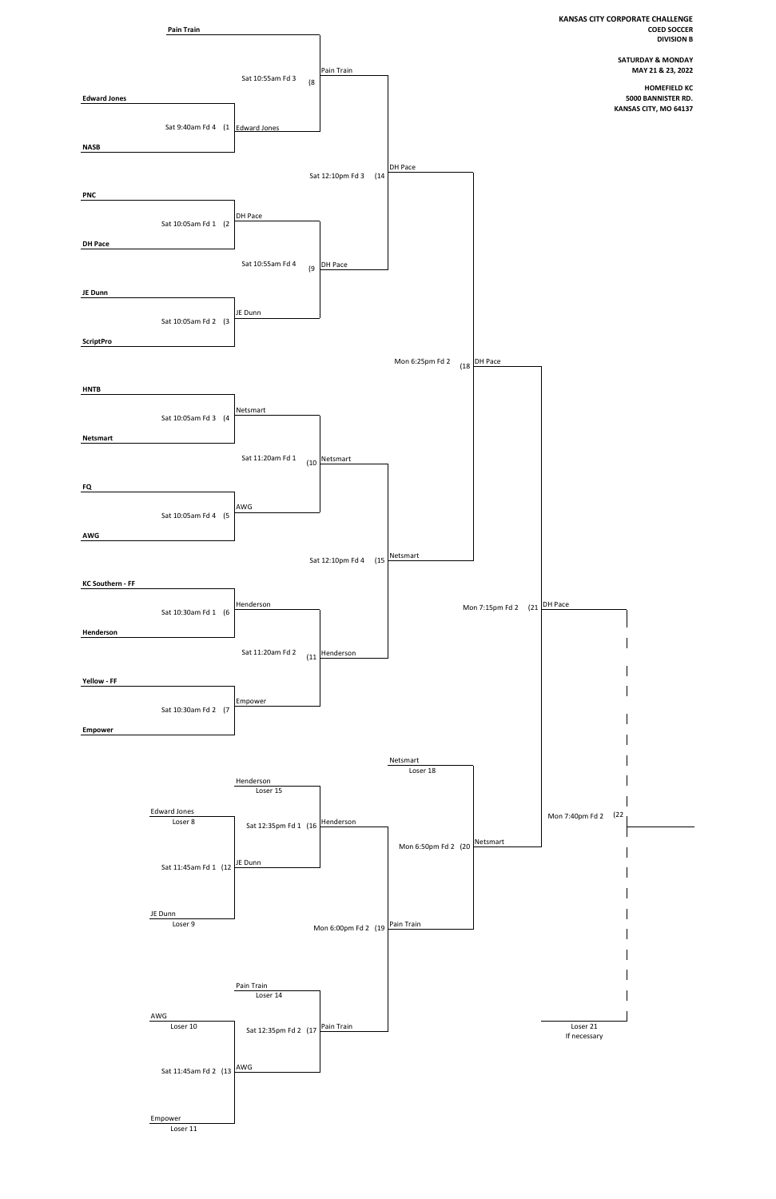**KANSAS CITY CORPORATE CHALLENGE**
**COED SOCCER**
**DIVISION B**

**SATURDAY & MONDAY**
**MAY 21 & 23, 2022**

**HOMEFIELD KC**
**5000 BANNISTER RD.**
**KANSAS CITY, MO 64137**

## Winners Bracket

| Game | Time / Field | Team 1 | Team 2 | Winner |
|---|---|---|---|---|
| (1 | Sat 9:40am Fd 4 | Edward Jones | NASB | Edward Jones |
| (2 | Sat 10:05am Fd 1 | PNC | DH Pace | DH Pace |
| (3 | Sat 10:05am Fd 2 | JE Dunn | ScriptPro | JE Dunn |
| (4 | Sat 10:05am Fd 3 | HNTB | Netsmart | Netsmart |
| (5 | Sat 10:05am Fd 4 | FQ | AWG | AWG |
| (6 | Sat 10:30am Fd 1 | KC Southern - FF | Henderson | Henderson |
| (7 | Sat 10:30am Fd 2 | Yellow - FF | Empower | Empower |
| (8 | Sat 10:55am Fd 3 | Pain Train | Edward Jones | Pain Train |
| (9 | Sat 10:55am Fd 4 | DH Pace | JE Dunn | DH Pace |
| (10 | Sat 11:20am Fd 1 | Netsmart | AWG | Netsmart |
| (11 | Sat 11:20am Fd 2 | Henderson | Empower | Henderson |
| (14 | Sat 12:10pm Fd 3 | Pain Train | DH Pace | DH Pace |
| (15 | Sat 12:10pm Fd 4 | Netsmart | Henderson | Netsmart |
| (18 | Mon 6:25pm Fd 2 | DH Pace | Netsmart | DH Pace |
| (21 | Mon 7:15pm Fd 2 | DH Pace | Netsmart | DH Pace |
| (22 | Mon 7:40pm Fd 2 | DH Pace | Loser 21 (If necessary) | |

## Consolation Bracket

| Game | Time / Field | Team 1 | Team 2 | Winner |
|---|---|---|---|---|
| (12 | Sat 11:45am Fd 1 | Edward Jones (Loser 8) | JE Dunn (Loser 9) | JE Dunn |
| (13 | Sat 11:45am Fd 2 | AWG (Loser 10) | Empower (Loser 11) | AWG |
| (16 | Sat 12:35pm Fd 1 | Henderson (Loser 15) | JE Dunn | Henderson |
| (17 | Sat 12:35pm Fd 2 | Pain Train (Loser 14) | AWG | Pain Train |
| (19 | Mon 6:00pm Fd 2 | Henderson | Pain Train | Pain Train |
| (20 | Mon 6:50pm Fd 2 | Netsmart (Loser 18) | Pain Train | Netsmart |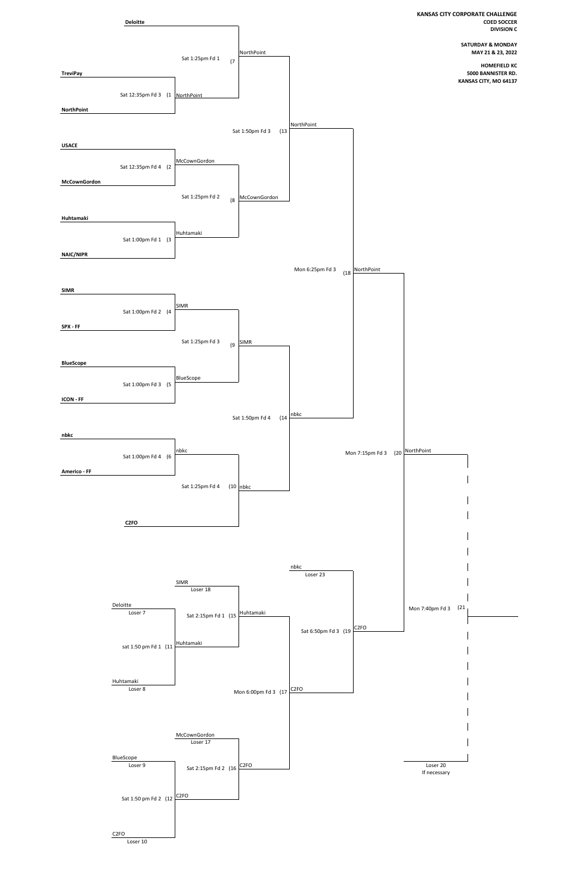**KANSAS CITY CORPORATE CHALLENGE**
**COED SOCCER**
**DIVISION C**

**SATURDAY & MONDAY**
**MAY 21 & 23, 2022**

**HOMEFIELD KC**
**5000 BANNISTER RD.**
**KANSAS CITY, MO 64137**

## Winners Bracket

| Game | Time / Field | Teams | Winner |
|---|---|---|---|
| (1 | Sat 12:35pm Fd 3 | **TreviPay** vs **NorthPoint** | NorthPoint |
| (2 | Sat 12:35pm Fd 4 | **USACE** vs **McCownGordon** | McCownGordon |
| (3 | Sat 1:00pm Fd 1 | **Huhtamaki** vs **NAIC/NIPR** | Huhtamaki |
| (4 | Sat 1:00pm Fd 2 | **SIMR** vs **SPX - FF** | SIMR |
| (5 | Sat 1:00pm Fd 3 | **BlueScope** vs **ICON - FF** | BlueScope |
| (6 | Sat 1:00pm Fd 4 | **nbkc** vs **Americo - FF** | nbkc |
| (7 | Sat 1:25pm Fd 1 | **Deloitte** vs NorthPoint | NorthPoint |
| (8 | Sat 1:25pm Fd 2 | McCownGordon vs Huhtamaki | McCownGordon |
| (9 | Sat 1:25pm Fd 3 | SIMR vs BlueScope | SIMR |
| (10 | Sat 1:25pm Fd 4 | nbkc vs **C2FO** | nbkc |
| (13 | Sat 1:50pm Fd 3 | NorthPoint vs McCownGordon | NorthPoint |
| (14 | Sat 1:50pm Fd 4 | SIMR vs nbkc | nbkc |
| (18 | Mon 6:25pm Fd 3 | NorthPoint vs nbkc | NorthPoint |
| (20 | Mon 7:15pm Fd 3 | NorthPoint vs C2FO | NorthPoint |
| (21 | Mon 7:40pm Fd 3 | NorthPoint vs Loser 20 (If necessary) | |

## Consolation Bracket

| Game | Time / Field | Teams | Winner |
|---|---|---|---|
| (11 | sat 1:50 pm Fd 1 | Deloitte (Loser 7) vs Huhtamaki (Loser 8) | Huhtamaki |
| (12 | Sat 1:50 pm Fd 2 | BlueScope (Loser 9) vs C2FO (Loser 10) | C2FO |
| (15 | Sat 2:15pm Fd 1 | SIMR (Loser 18) vs Huhtamaki | Huhtamaki |
| (16 | Sat 2:15pm Fd 2 | McCownGordon (Loser 17) vs C2FO | C2FO |
| (17 | Mon 6:00pm Fd 3 | Huhtamaki vs C2FO | C2FO |
| (19 | Sat 6:50pm Fd 3 | nbkc (Loser 23) vs C2FO | C2FO |

Loser 20
If necessary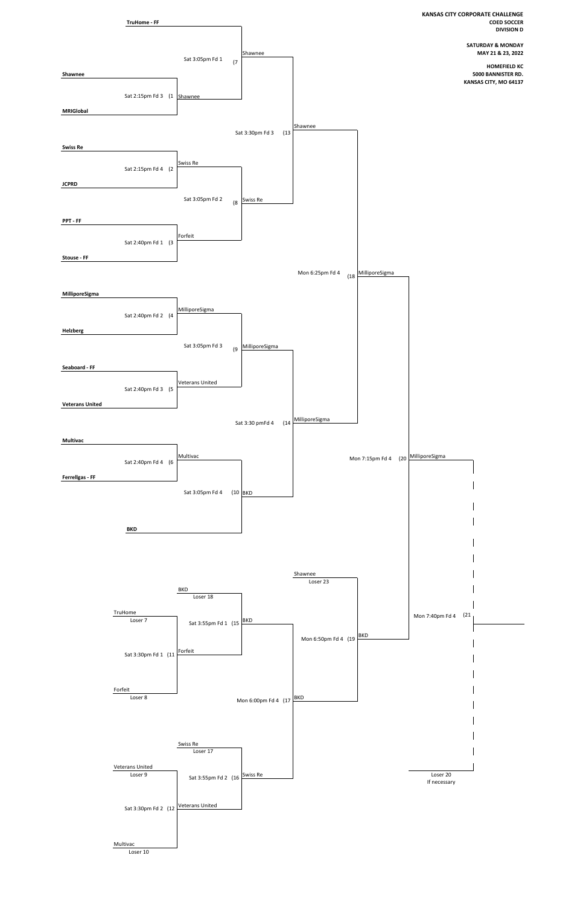**KANSAS CITY CORPORATE CHALLENGE**
**COED SOCCER**
**DIVISION D**

**SATURDAY & MONDAY**
**MAY 21 & 23, 2022**

**HOMEFIELD KC**
**5000 BANNISTER RD.**
**KANSAS CITY, MO 64137**

## Winners Bracket

| Game | Time / Field | Teams | Winner |
|---|---|---|---|
| (1 | Sat 2:15pm Fd 3 | Shawnee vs. MRIGlobal | Shawnee |
| (2 | Sat 2:15pm Fd 4 | Swiss Re vs. JCPRD | Swiss Re |
| (3 | Sat 2:40pm Fd 1 | PPT - FF vs. Stouse - FF | Forfeit |
| (4 | Sat 2:40pm Fd 2 | MilliporeSigma vs. Helzberg | MilliporeSigma |
| (5 | Sat 2:40pm Fd 3 | Seaboard - FF vs. Veterans United | Veterans United |
| (6 | Sat 2:40pm Fd 4 | Multivac vs. Ferrellgas - FF | Multivac |
| (7 | Sat 3:05pm Fd 1 | TruHome - FF vs. Shawnee | Shawnee |
| (8 | Sat 3:05pm Fd 2 | Swiss Re vs. Forfeit | Swiss Re |
| (9 | Sat 3:05pm Fd 3 | MilliporeSigma vs. Veterans United | MilliporeSigma |
| (10 | Sat 3:05pm Fd 4 | Multivac vs. BKD | BKD |
| (13 | Sat 3:30pm Fd 3 | Shawnee vs. Swiss Re | Shawnee |
| (14 | Sat 3:30 pmFd 4 | MilliporeSigma vs. BKD | MilliporeSigma |
| (18 | Mon 6:25pm Fd 4 | Shawnee vs. MilliporeSigma | MilliporeSigma |
| (20 | Mon 7:15pm Fd 4 | MilliporeSigma vs. BKD | MilliporeSigma |
| (21 | Mon 7:40pm Fd 4 | MilliporeSigma vs. Loser 20 (If necessary) | |

## Consolation Bracket

| Game | Time / Field | Teams | Winner |
|---|---|---|---|
| (11 | Sat 3:30pm Fd 1 | TruHome (Loser 7) vs. Forfeit (Loser 8) | Forfeit |
| (12 | Sat 3:30pm Fd 2 | Veterans United (Loser 9) vs. Multivac (Loser 10) | Veterans United |
| (15 | Sat 3:55pm Fd 1 | BKD (Loser 18) vs. Forfeit | BKD |
| (16 | Sat 3:55pm Fd 2 | Swiss Re (Loser 17) vs. Veterans United | Swiss Re |
| (17 | Mon 6:00pm Fd 4 | BKD vs. Swiss Re | BKD |
| (19 | Mon 6:50pm Fd 4 | Shawnee (Loser 23) vs. BKD | BKD |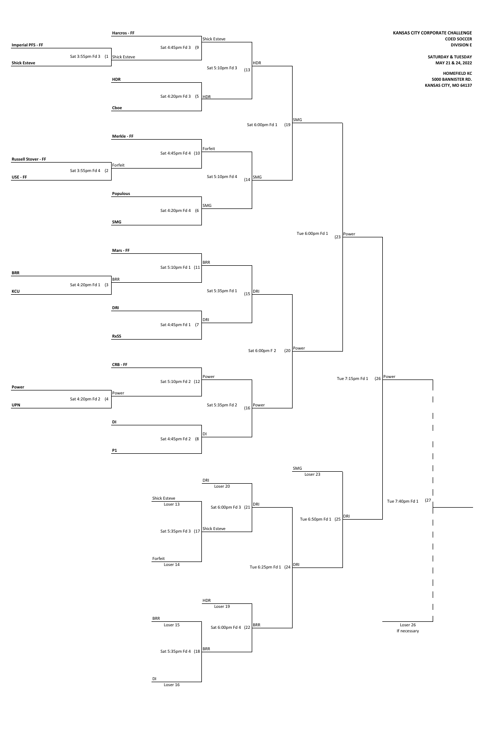**KANSAS CITY CORPORATE CHALLENGE**
**COED SOCCER**
**DIVISION E**

**SATURDAY & TUESDAY**
**MAY 21 & 24, 2022**

**HOMEFIELD KC**
**5000 BANNISTER RD.**
**KANSAS CITY, MO 64137**

## Winners Bracket

| Game | Time / Field | Team 1 | Team 2 | Winner |
|---|---|---|---|---|
| (1 | Sat 3:55pm Fd 3 | Imperial PFS - FF | Shick Esteve | Shick Esteve |
| (2 | Sat 3:55pm Fd 4 | Russell Stover - FF | USE - FF | Forfeit |
| (3 | Sat 4:20pm Fd 1 | BRR | KCU | BRR |
| (4 | Sat 4:20pm Fd 2 | Power | UPN | Power |
| (5 | Sat 4:20pm Fd 3 | HDR | Cboe | HDR |
| (6 | Sat 4:20pm Fd 4 | Populous | SMG | SMG |
| (7 | Sat 4:45pm Fd 1 | DRI | RxSS | DRI |
| (8 | Sat 4:45pm Fd 2 | DI | P1 | DI |
| (9 | Sat 4:45pm Fd 3 | Harcros - FF | Shick Esteve | Shick Esteve |
| (10 | Sat 4:45pm Fd 4 | Merkle - FF | Forfeit | Forfeit |
| (11 | Sat 5:10pm Fd 1 | Mars - FF | BRR | BRR |
| (12 | Sat 5:10pm Fd 2 | CRB - FF | Power | Power |
| (13 | Sat 5:10pm Fd 3 | Shick Esteve | HDR | HDR |
| (14 | Sat 5:10pm Fd 4 | Forfeit | SMG | SMG |
| (15 | Sat 5:35pm Fd 1 | BRR | DRI | DRI |
| (16 | Sat 5:35pm Fd 2 | Power | DI | Power |
| (19 | Sat 6:00pm Fd 1 | HDR | SMG | SMG |
| (20 | Sat 6:00pm F 2 | DRI | Power | Power |
| (23 | Tue 6:00pm Fd 1 | SMG | Power | Power |
| (26 | Tue 7:15pm Fd 1 | Power | DRI | Power |
| (27 | Tue 7:40pm Fd 1 | Power | Loser 26 (If necessary) | |

## Consolation Bracket

| Game | Time / Field | Team 1 | Team 2 | Winner |
|---|---|---|---|---|
| (17 | Sat 5:35pm Fd 3 | Shick Esteve (Loser 13) | Forfeit (Loser 14) | Shick Esteve |
| (18 | Sat 5:35pm Fd 4 | BRR (Loser 15) | DI (Loser 16) | BRR |
| (21 | Sat 6:00pm Fd 3 | DRI (Loser 20) | Shick Esteve | DRI |
| (22 | Sat 6:00pm Fd 4 | HDR (Loser 19) | BRR | BRR |
| (24 | Tue 6:25pm Fd 1 | DRI | BRR | DRI |
| (25 | Tue 6:50pm Fd 1 | SMG (Loser 23) | DRI | DRI |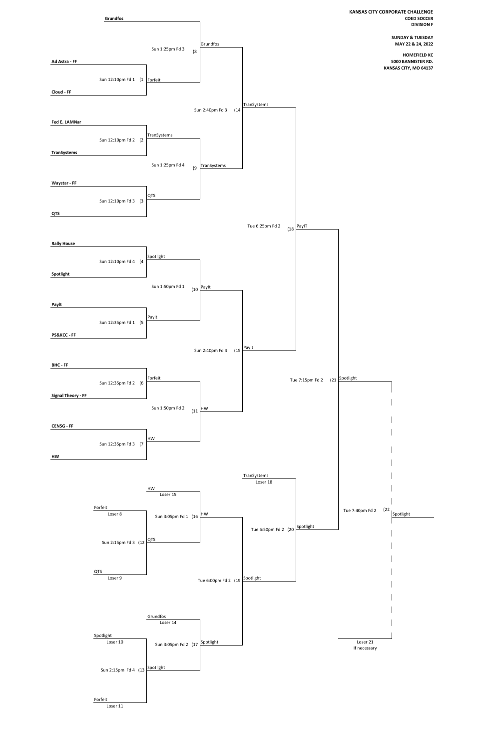**KANSAS CITY CORPORATE CHALLENGE**
**COED SOCCER**
**DIVISION F**

**SUNDAY & TUESDAY**
**MAY 22 & 24, 2022**

**HOMEFIELD KC**
**5000 BANNISTER RD.**
**KANSAS CITY, MO 64137**

**Grundfos**

**Ad Astra - FF**

Sun 12:10pm Fd 1 (1 Forfeit

**Cloud - FF**

Sun 1:25pm Fd 3 (8 Grundfos

Sun 2:40pm Fd 3 (14 TranSystems

**Fed E. LAMNar**

Sun 12:10pm Fd 2 (2 TranSystems

**TranSystems**

Sun 1:25pm Fd 4 (9 TranSystems

**Waystar - FF**

Sun 12:10pm Fd 3 (3 QTS

**QTS**

Tue 6:25pm Fd 2 (18 PayIT

**Rally House**

Sun 12:10pm Fd 4 (4 Spotlight

**Spotlight**

Sun 1:50pm Fd 1 (10 PayIt

**PayIt**

Sun 12:35pm Fd 1 (5 PayIt

**PS&KCC - FF**

Sun 2:40pm Fd 4 (15 PayIt

**BHC - FF**

Sun 12:35pm Fd 2 (6 Forfeit

**Signal Theory - FF**

Sun 1:50pm Fd 2 (11 HW

**CEN5G - FF**

Sun 12:35pm Fd 3 (7 HW

**HW**

Tue 7:15pm Fd 2 (21 Spotlight

TranSystems
Loser 18

HW
Loser 15

Forfeit
Loser 8

Sun 3:05pm Fd 1 (16 HW

Sun 2:15pm Fd 3 (12 QTS

QTS
Loser 9

Tue 6:50pm Fd 2 (20 Spotlight

Tue 7:40pm Fd 2 (22 Spotlight

Tue 6:00pm Fd 2 (19 Spotlight

Grundfos
Loser 14

Spotlight
Loser 10

Sun 3:05pm Fd 2 (17 Spotlight

Sun 2:15pm Fd 4 (13 Spotlight

Forfeit
Loser 11

Loser 21
If necessary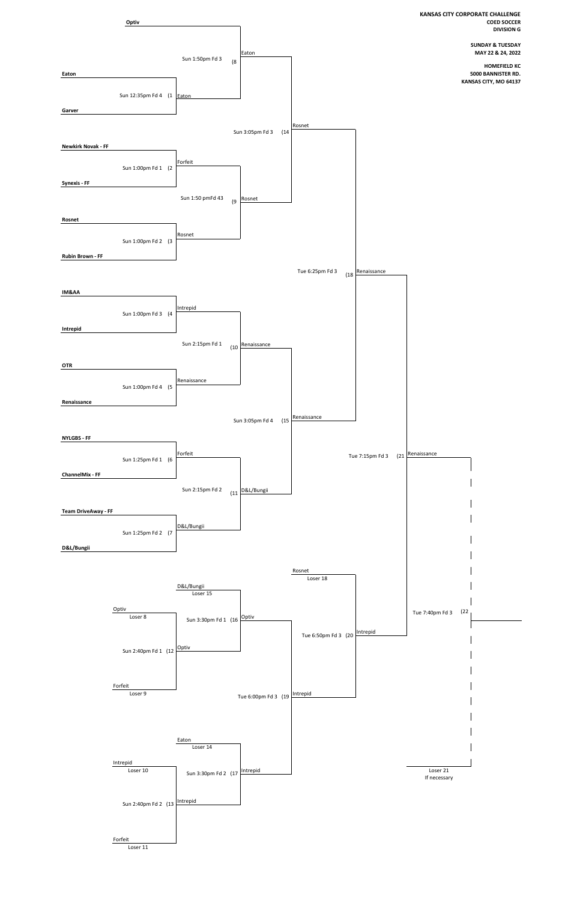**KANSAS CITY CORPORATE CHALLENGE**
**COED SOCCER**
**DIVISION G**

**SUNDAY & TUESDAY**
**MAY 22 & 24, 2022**

**HOMEFIELD KC**
**5000 BANNISTER RD.**
**KANSAS CITY, MO 64137**

**Optiv**

Sun 1:50pm Fd 3 (8

Eaton

**Eaton**

Sun 12:35pm Fd 4 (1

Eaton

**Garver**

Sun 3:05pm Fd 3 (14

Rosnet

**Newkirk Novak - FF**

Sun 1:00pm Fd 1 (2

Forfeit

**Synexis - FF**

Sun 1:50 pmFd 43 (9

Rosnet

**Rosnet**

Sun 1:00pm Fd 2 (3

Rosnet

**Rubin Brown - FF**

Tue 6:25pm Fd 3 (18

Renaissance

**IM&AA**

Sun 1:00pm Fd 3 (4

Intrepid

**Intrepid**

Sun 2:15pm Fd 1 (10

Renaissance

**OTR**

Sun 1:00pm Fd 4 (5

Renaissance

**Renaissance**

Sun 3:05pm Fd 4 (15

Renaissance

**NYLGBS - FF**

Sun 1:25pm Fd 1 (6

Forfeit

**ChannelMix - FF**

Sun 2:15pm Fd 2 (11

D&L/Bungii

**Team DriveAway - FF**

Sun 1:25pm Fd 2 (7

D&L/Bungii

**D&L/Bungii**

Tue 7:15pm Fd 3 (21

Renaissance

Rosnet
Loser 18

D&L/Bungii
Loser 15

Optiv
Loser 8

Sun 3:30pm Fd 1 (16

Optiv

Sun 2:40pm Fd 1 (12

Optiv

Forfeit
Loser 9

Tue 6:50pm Fd 3 (20

Intrepid

Tue 6:00pm Fd 3 (19

Intrepid

Tue 7:40pm Fd 3 (22

Eaton
Loser 14

Intrepid
Loser 10

Sun 3:30pm Fd 2 (17

Intrepid

Sun 2:40pm Fd 2 (13

Intrepid

Forfeit
Loser 11

Loser 21
If necessary